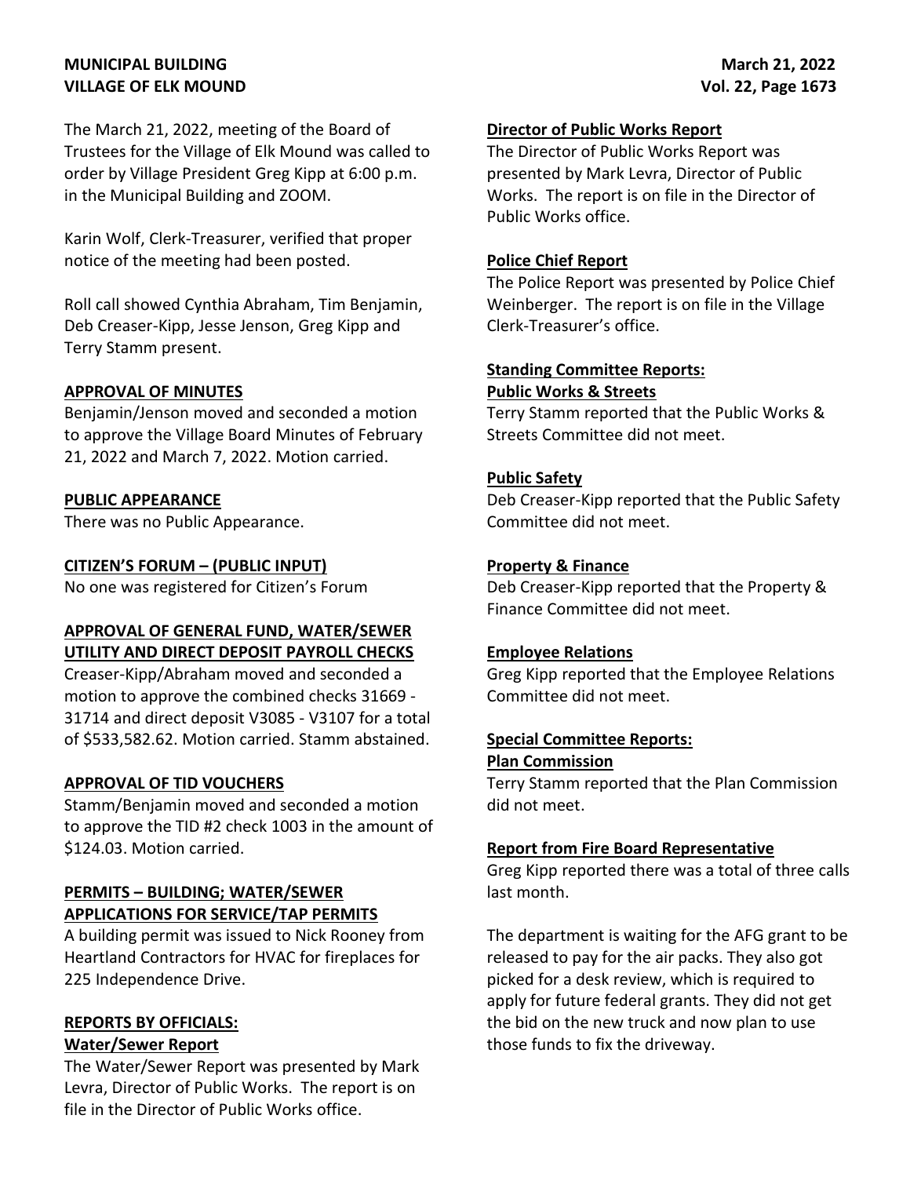The March 21, 2022, meeting of the Board of Trustees for the Village of Elk Mound was called to order by Village President Greg Kipp at 6:00 p.m. in the Municipal Building and ZOOM.

Karin Wolf, Clerk-Treasurer, verified that proper notice of the meeting had been posted.

Roll call showed Cynthia Abraham, Tim Benjamin, Deb Creaser-Kipp, Jesse Jenson, Greg Kipp and Terry Stamm present.

**APPROVAL OF MINUTES**

Benjamin/Jenson moved and seconded a motion to approve the Village Board Minutes of February 21, 2022 and March 7, 2022. Motion carried.

**PUBLIC APPEARANCE**

There was no Public Appearance.

**CITIZEN'S FORUM – (PUBLIC INPUT)**

No one was registered for Citizen's Forum

**APPROVAL OF GENERAL FUND, WATER/SEWER UTILITY AND DIRECT DEPOSIT PAYROLL CHECKS**

Creaser-Kipp/Abraham moved and seconded a motion to approve the combined checks 31669 - 31714 and direct deposit V3085 - V3107 for a total of $533,582.62. Motion carried. Stamm abstained.

**APPROVAL OF TID VOUCHERS**

Stamm/Benjamin moved and seconded a motion to approve the TID #2 check 1003 in the amount of $124.03. Motion carried.

**PERMITS – BUILDING; WATER/SEWER APPLICATIONS FOR SERVICE/TAP PERMITS**

A building permit was issued to Nick Rooney from Heartland Contractors for HVAC for fireplaces for 225 Independence Drive.

**REPORTS BY OFFICIALS:**

**Water/Sewer Report**

The Water/Sewer Report was presented by Mark Levra, Director of Public Works. The report is on file in the Director of Public Works office.

**Director of Public Works Report**

The Director of Public Works Report was presented by Mark Levra, Director of Public Works. The report is on file in the Director of Public Works office.

**Police Chief Report**

The Police Report was presented by Police Chief Weinberger. The report is on file in the Village Clerk-Treasurer's office.

**Standing Committee Reports:**

**Public Works & Streets**

Terry Stamm reported that the Public Works & Streets Committee did not meet.

**Public Safety**

Deb Creaser-Kipp reported that the Public Safety Committee did not meet.

**Property & Finance**

Deb Creaser-Kipp reported that the Property & Finance Committee did not meet.

**Employee Relations**

Greg Kipp reported that the Employee Relations Committee did not meet.

**Special Committee Reports:**

**Plan Commission**

Terry Stamm reported that the Plan Commission did not meet.

**Report from Fire Board Representative**

Greg Kipp reported there was a total of three calls last month.

The department is waiting for the AFG grant to be released to pay for the air packs. They also got picked for a desk review, which is required to apply for future federal grants. They did not get the bid on the new truck and now plan to use those funds to fix the driveway.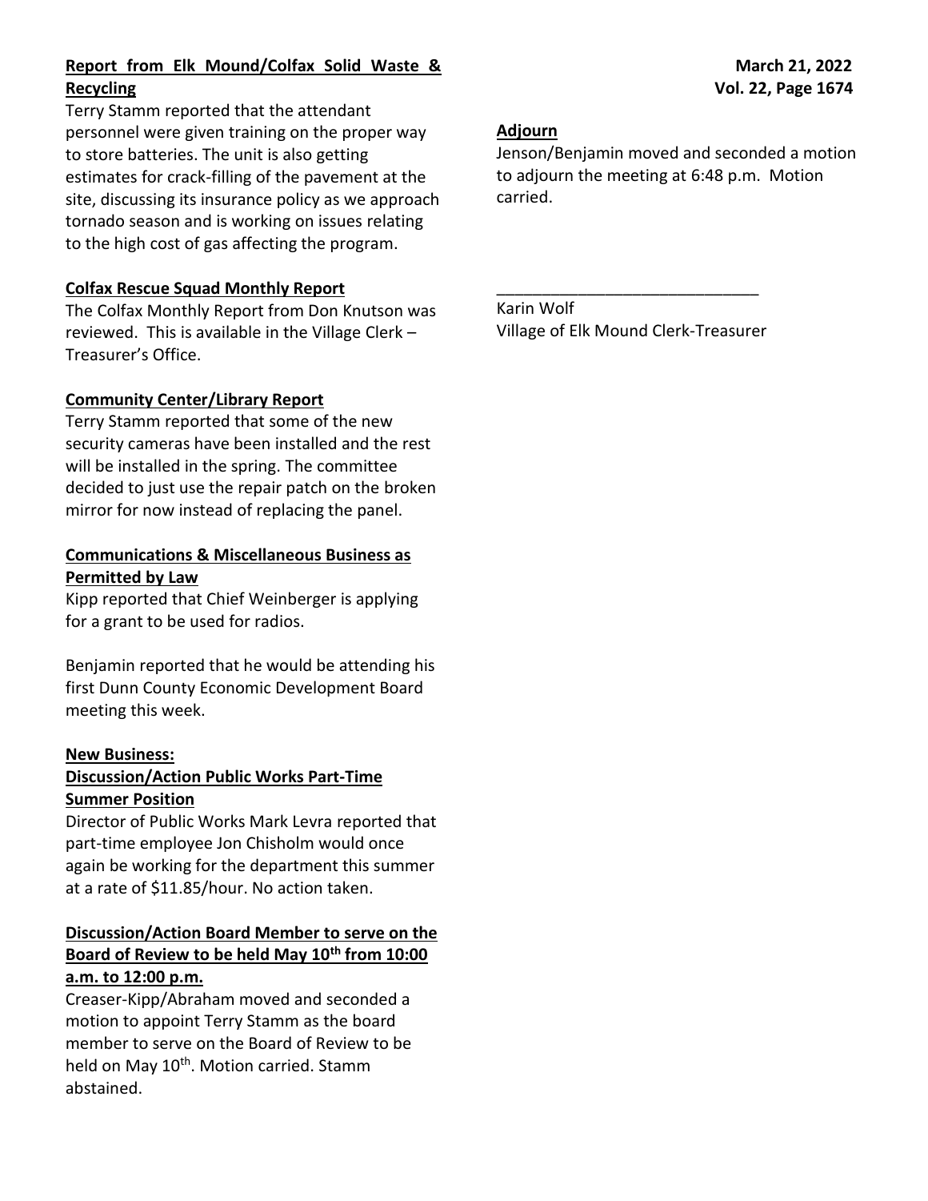**Report from Elk Mound/Colfax Solid Waste & Recycling**

Terry Stamm reported that the attendant personnel were given training on the proper way to store batteries. The unit is also getting estimates for crack-filling of the pavement at the site, discussing its insurance policy as we approach tornado season and is working on issues relating to the high cost of gas affecting the program.

**Colfax Rescue Squad Monthly Report**

The Colfax Monthly Report from Don Knutson was reviewed. This is available in the Village Clerk – Treasurer's Office.

**Community Center/Library Report**

Terry Stamm reported that some of the new security cameras have been installed and the rest will be installed in the spring. The committee decided to just use the repair patch on the broken mirror for now instead of replacing the panel.

**Communications & Miscellaneous Business as Permitted by Law**

Kipp reported that Chief Weinberger is applying for a grant to be used for radios.

Benjamin reported that he would be attending his first Dunn County Economic Development Board meeting this week.

**New Business:**

**Discussion/Action Public Works Part-Time Summer Position**

Director of Public Works Mark Levra reported that part-time employee Jon Chisholm would once again be working for the department this summer at a rate of $11.85/hour. No action taken.

**Discussion/Action Board Member to serve on the Board of Review to be held May 10th from 10:00 a.m. to 12:00 p.m.**

Creaser-Kipp/Abraham moved and seconded a motion to appoint Terry Stamm as the board member to serve on the Board of Review to be held on May 10th. Motion carried. Stamm abstained.

**Adjourn**

Jenson/Benjamin moved and seconded a motion to adjourn the meeting at 6:48 p.m. Motion carried.

______________________________

Karin Wolf
Village of Elk Mound Clerk-Treasurer